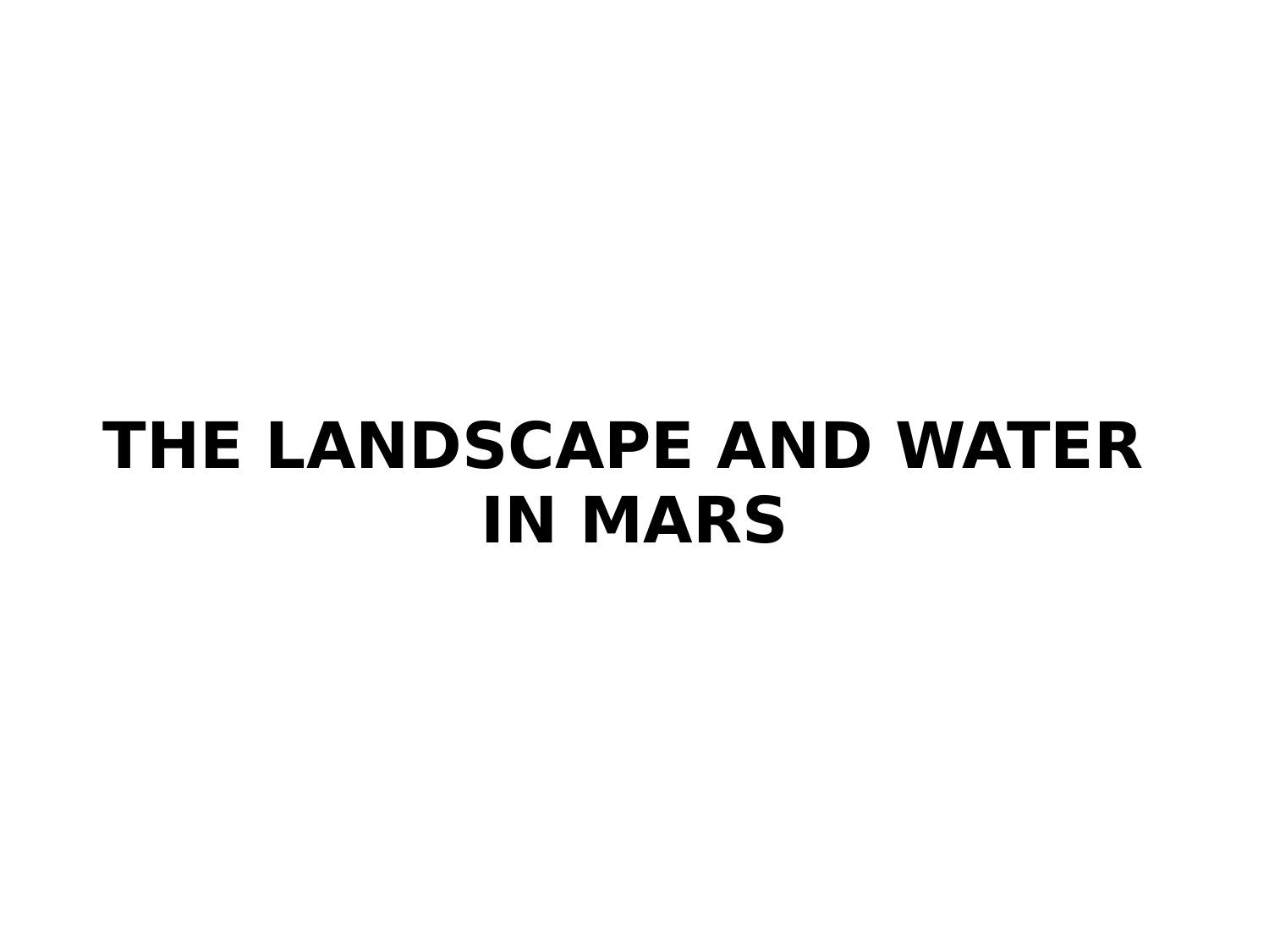# THE LANDSCAPE AND WATER IN MARS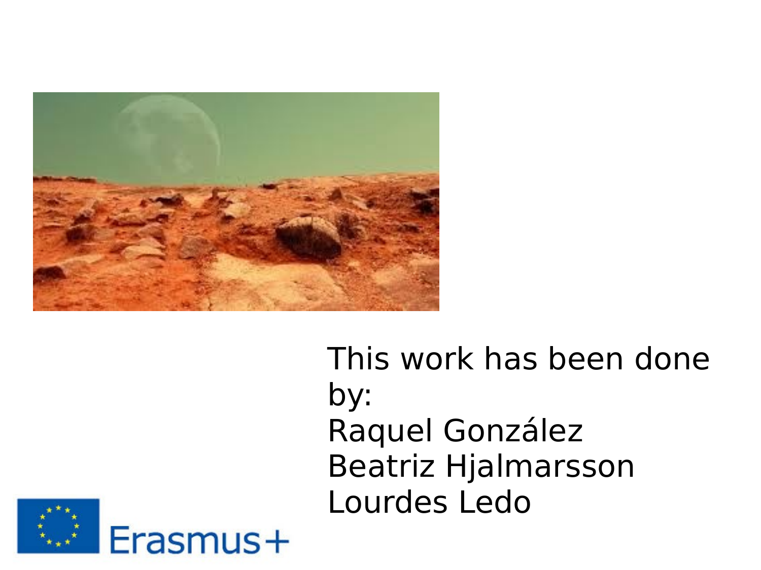This work has been done by:
Raquel González
Beatriz Hjalmarsson
Lourdes Ledo

Erasmus+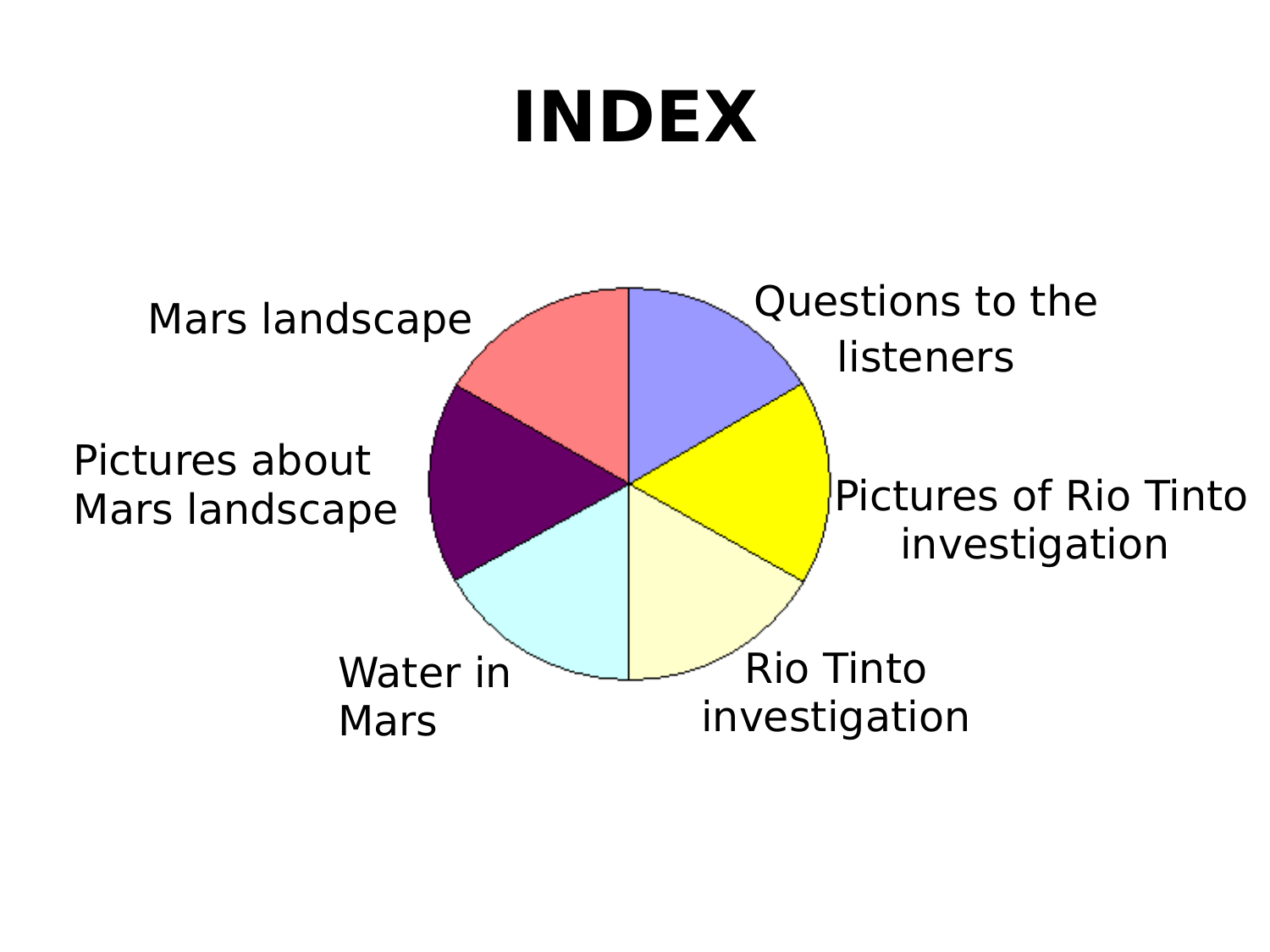# INDEX

- Questions to the listeners
- Pictures of Rio Tinto investigation
- Rio Tinto investigation
- Water in Mars
- Pictures about Mars landscape
- Mars landscape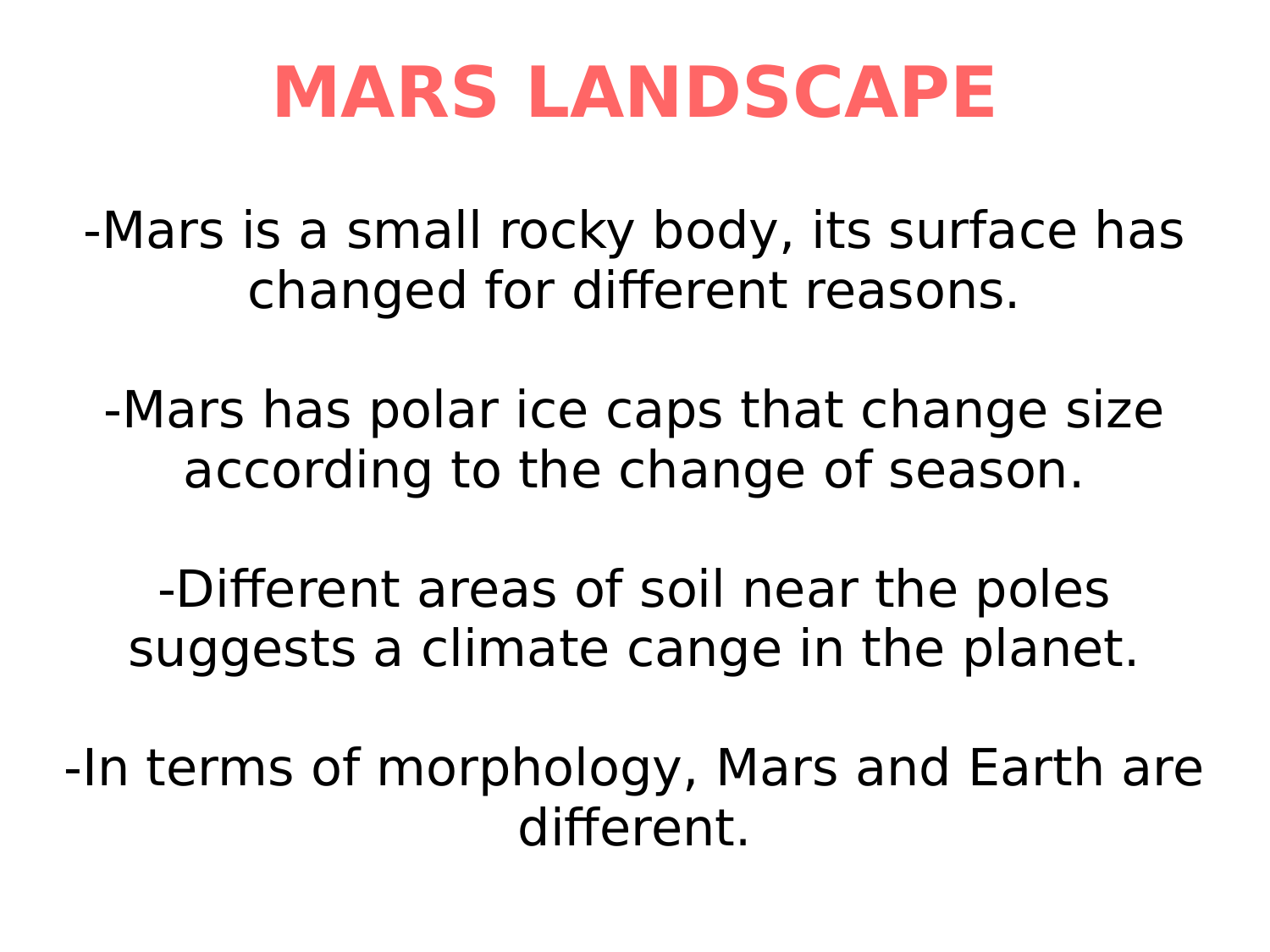# MARS LANDSCAPE

-Mars is a small rocky body, its surface has changed for different reasons.

-Mars has polar ice caps that change size according to the change of season.

-Different areas of soil near the poles suggests a climate cange in the planet.

-In terms of morphology, Mars and Earth are different.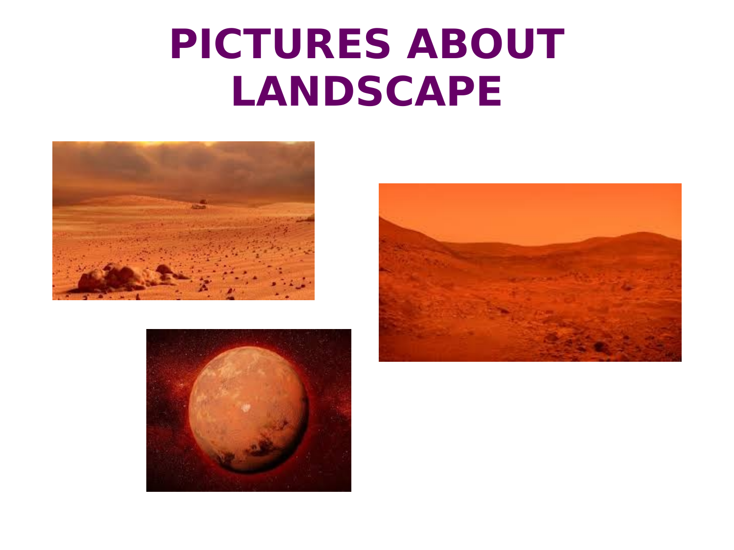# PICTURES ABOUT LANDSCAPE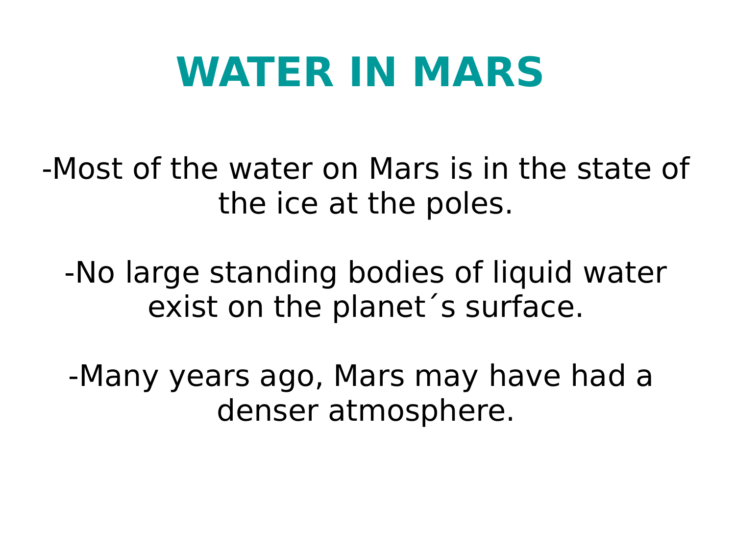# WATER IN MARS

-Most of the water on Mars is in the state of the ice at the poles.

-No large standing bodies of liquid water exist on the planet´s surface.

-Many years ago, Mars may have had a denser atmosphere.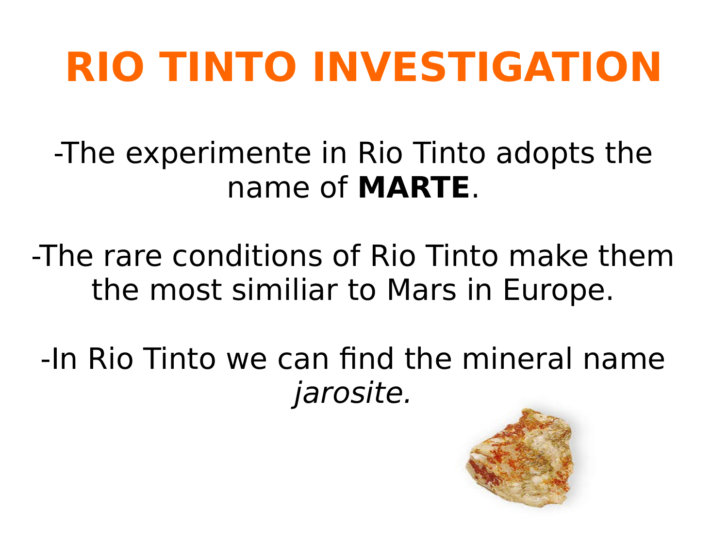# RIO TINTO INVESTIGATION

-The experimente in Rio Tinto adopts the name of **MARTE**.

-The rare conditions of Rio Tinto make them the most similiar to Mars in Europe.

-In Rio Tinto we can find the mineral name *jarosite.*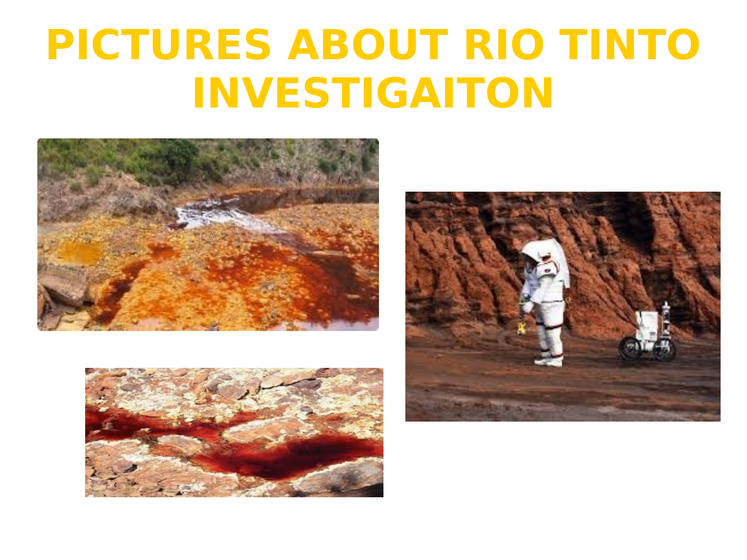# PICTURES ABOUT RIO TINTO INVESTIGAITON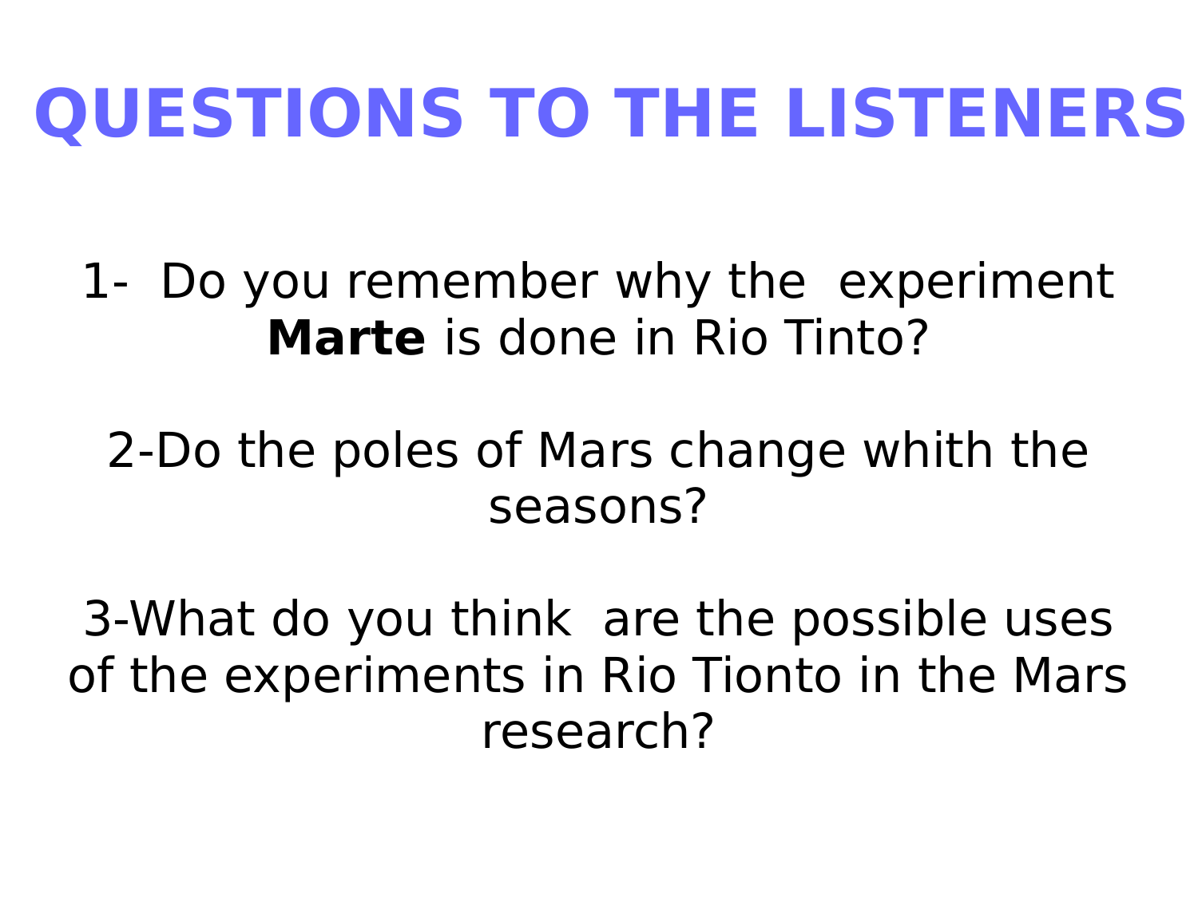# QUESTIONS TO THE LISTENERS

1- Do you remember why the experiment **Marte** is done in Rio Tinto?

2-Do the poles of Mars change whith the seasons?

3-What do you think are the possible uses of the experiments in Rio Tionto in the Mars research?